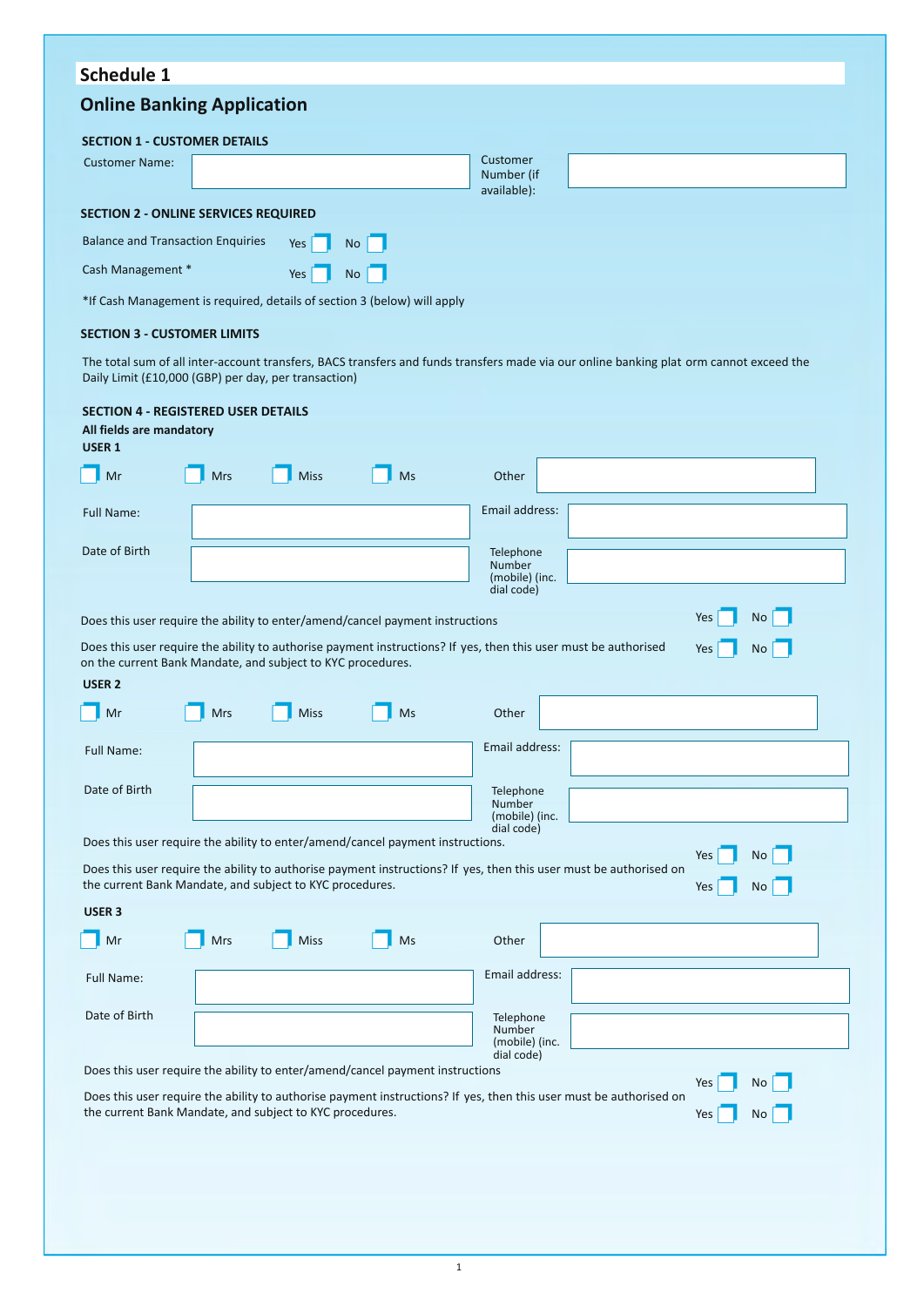# Schedule 1

## Online Banking Application

### SECTION 1 - CUSTOMER DETAILS

Customer Name: ________________ Customer Number (if available): ________________

### SECTION 2 - ONLINE SERVICES REQUIRED

Balance and Transaction Enquiries Yes ☐ No ☐

Cash Management * Yes ☐ No ☐

*If Cash Management is required, details of section 3 (below) will apply

### SECTION 3 - CUSTOMER LIMITS

The total sum of all inter-account transfers, BACS transfers and funds transfers made via our online banking plat orm cannot exceed the Daily Limit (£10,000 (GBP) per day, per transaction)

### SECTION 4 - REGISTERED USER DETAILS

**All fields are mandatory**

**USER 1**

☐ Mr ☐ Mrs ☐ Miss ☐ Ms Other ________________

Full Name: ________________ Email address: ________________

Date of Birth ________________ Telephone Number (mobile) (inc. dial code) ________________

Does this user require the ability to enter/amend/cancel payment instructions Yes ☐ No ☐

Does this user require the ability to authorise payment instructions? If yes, then this user must be authorised on the current Bank Mandate, and subject to KYC procedures. Yes ☐ No ☐

**USER 2**

☐ Mr ☐ Mrs ☐ Miss ☐ Ms Other ________________

Full Name: ________________ Email address: ________________

Date of Birth ________________ Telephone Number (mobile) (inc. dial code) ________________

Does this user require the ability to enter/amend/cancel payment instructions. Yes ☐ No ☐

Does this user require the ability to authorise payment instructions? If yes, then this user must be authorised on the current Bank Mandate, and subject to KYC procedures. Yes ☐ No ☐

**USER 3**

☐ Mr ☐ Mrs ☐ Miss ☐ Ms Other ________________

Full Name: ________________ Email address: ________________

Date of Birth ________________ Telephone Number (mobile) (inc. dial code) ________________

Does this user require the ability to enter/amend/cancel payment instructions Yes ☐ No ☐

Does this user require the ability to authorise payment instructions? If yes, then this user must be authorised on the current Bank Mandate, and subject to KYC procedures. Yes ☐ No ☐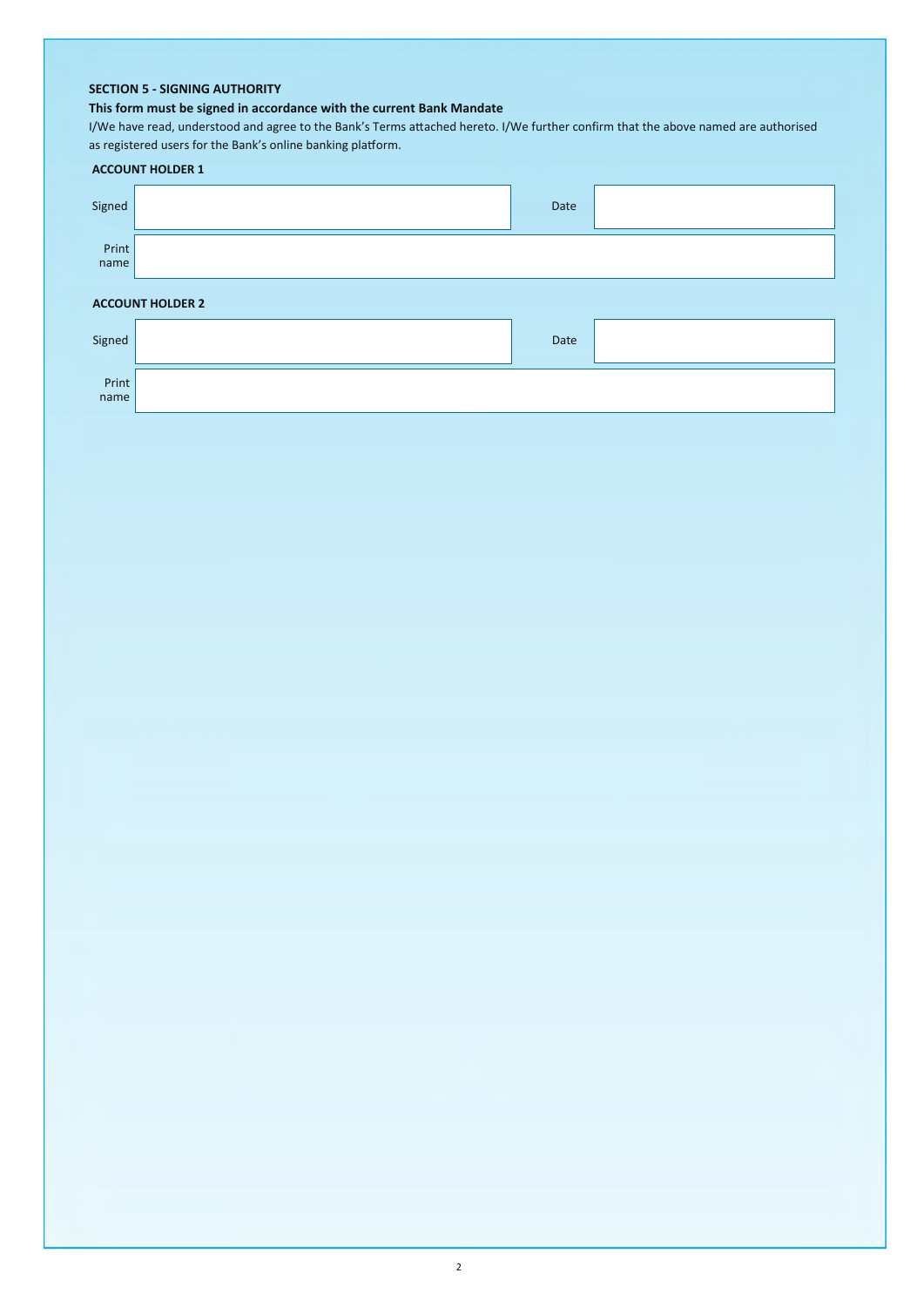**SECTION 5 - SIGNING AUTHORITY**

**This form must be signed in accordance with the current Bank Mandate**

I/We have read, understood and agree to the Bank's Terms attached hereto. I/We further confirm that the above named are authorised as registered users for the Bank's online banking platform.

**ACCOUNT HOLDER 1**

| | | | |
|---|---|---|---|
| Signed | | Date | |
| Print name | | | |

**ACCOUNT HOLDER 2**

| | | | |
|---|---|---|---|
| Signed | | Date | |
| Print name | | | |